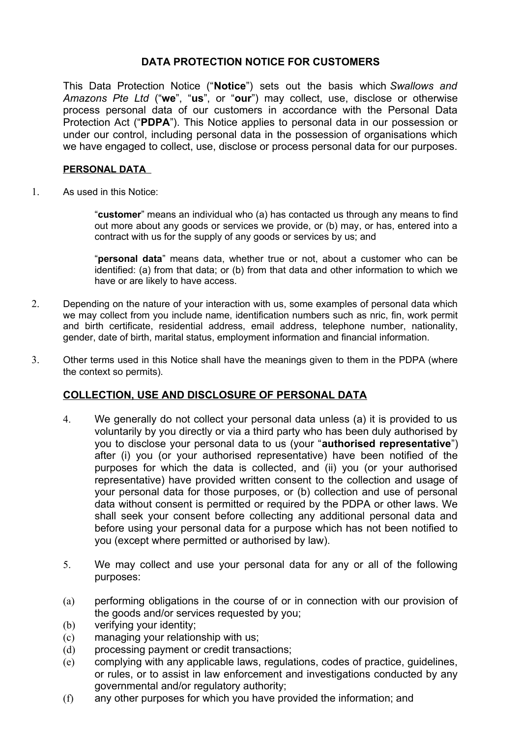# DATA PROTECTION NOTICE FOR CUSTOMERS

This Data Protection Notice ("**Notice**") sets out the basis which *Swallows and Amazons Pte Ltd* ("**we**", "**us**", or "**our**") may collect, use, disclose or otherwise process personal data of our customers in accordance with the Personal Data Protection Act ("**PDPA**"). This Notice applies to personal data in our possession or under our control, including personal data in the possession of organisations which we have engaged to collect, use, disclose or process personal data for our purposes.

## PERSONAL DATA

1. As used in this Notice:

   "**customer**" means an individual who (a) has contacted us through any means to find out more about any goods or services we provide, or (b) may, or has, entered into a contract with us for the supply of any goods or services by us; and

   "**personal data**" means data, whether true or not, about a customer who can be identified: (a) from that data; or (b) from that data and other information to which we have or are likely to have access.

2. Depending on the nature of your interaction with us, some examples of personal data which we may collect from you include name, identification numbers such as nric, fin, work permit and birth certificate, residential address, email address, telephone number, nationality, gender, date of birth, marital status, employment information and financial information.

3. Other terms used in this Notice shall have the meanings given to them in the PDPA (where the context so permits).

## COLLECTION, USE AND DISCLOSURE OF PERSONAL DATA

4. We generally do not collect your personal data unless (a) it is provided to us voluntarily by you directly or via a third party who has been duly authorised by you to disclose your personal data to us (your "**authorised representative**") after (i) you (or your authorised representative) have been notified of the purposes for which the data is collected, and (ii) you (or your authorised representative) have provided written consent to the collection and usage of your personal data for those purposes, or (b) collection and use of personal data without consent is permitted or required by the PDPA or other laws. We shall seek your consent before collecting any additional personal data and before using your personal data for a purpose which has not been notified to you (except where permitted or authorised by law).

5. We may collect and use your personal data for any or all of the following purposes:

   (a) performing obligations in the course of or in connection with our provision of the goods and/or services requested by you;
   (b) verifying your identity;
   (c) managing your relationship with us;
   (d) processing payment or credit transactions;
   (e) complying with any applicable laws, regulations, codes of practice, guidelines, or rules, or to assist in law enforcement and investigations conducted by any governmental and/or regulatory authority;
   (f) any other purposes for which you have provided the information; and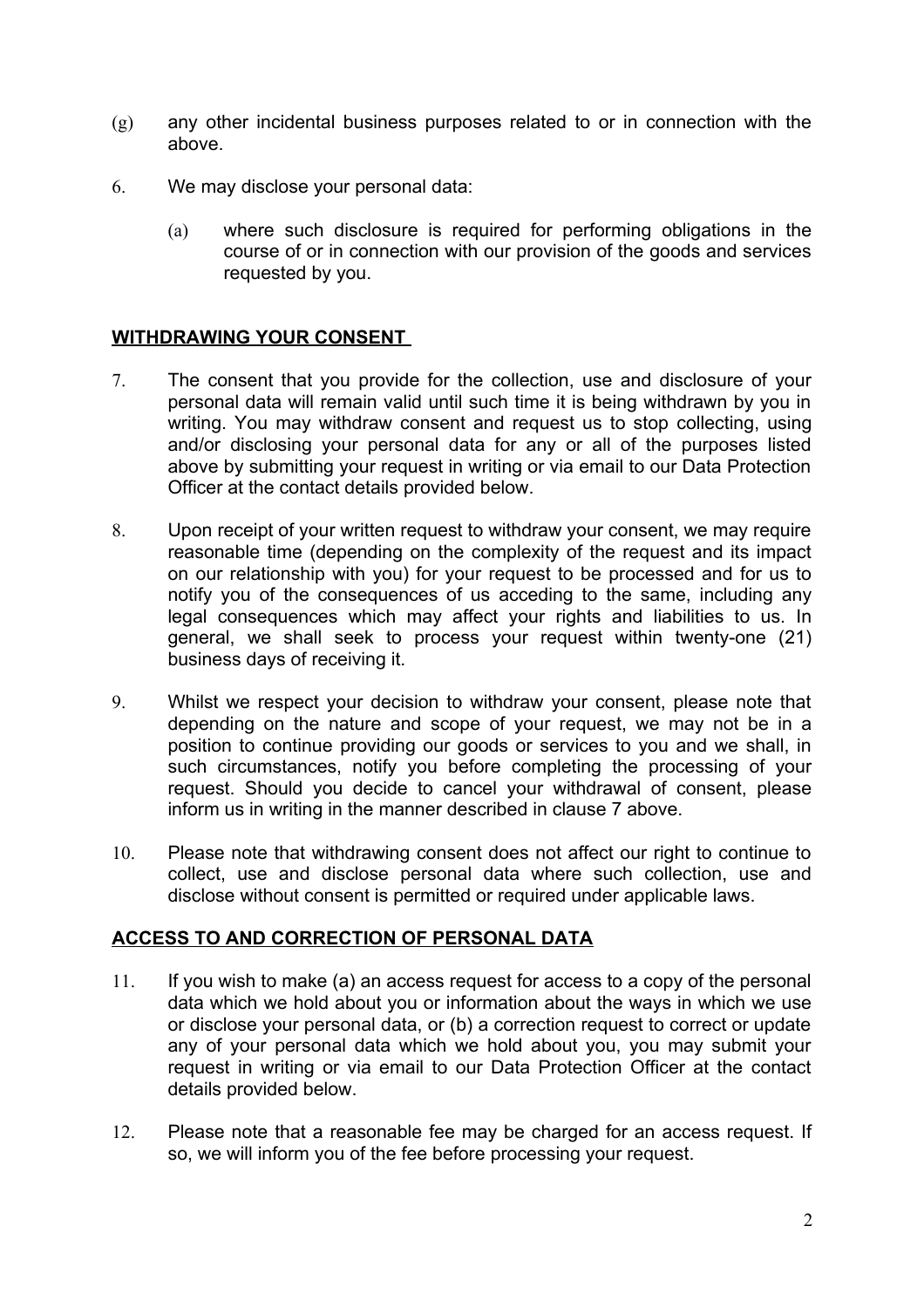(g) any other incidental business purposes related to or in connection with the above.

6. We may disclose your personal data:

   (a) where such disclosure is required for performing obligations in the course of or in connection with our provision of the goods and services requested by you.

## WITHDRAWING YOUR CONSENT

7. The consent that you provide for the collection, use and disclosure of your personal data will remain valid until such time it is being withdrawn by you in writing. You may withdraw consent and request us to stop collecting, using and/or disclosing your personal data for any or all of the purposes listed above by submitting your request in writing or via email to our Data Protection Officer at the contact details provided below.

8. Upon receipt of your written request to withdraw your consent, we may require reasonable time (depending on the complexity of the request and its impact on our relationship with you) for your request to be processed and for us to notify you of the consequences of us acceding to the same, including any legal consequences which may affect your rights and liabilities to us. In general, we shall seek to process your request within twenty-one (21) business days of receiving it.

9. Whilst we respect your decision to withdraw your consent, please note that depending on the nature and scope of your request, we may not be in a position to continue providing our goods or services to you and we shall, in such circumstances, notify you before completing the processing of your request. Should you decide to cancel your withdrawal of consent, please inform us in writing in the manner described in clause 7 above.

10. Please note that withdrawing consent does not affect our right to continue to collect, use and disclose personal data where such collection, use and disclose without consent is permitted or required under applicable laws.

## ACCESS TO AND CORRECTION OF PERSONAL DATA

11. If you wish to make (a) an access request for access to a copy of the personal data which we hold about you or information about the ways in which we use or disclose your personal data, or (b) a correction request to correct or update any of your personal data which we hold about you, you may submit your request in writing or via email to our Data Protection Officer at the contact details provided below.

12. Please note that a reasonable fee may be charged for an access request. If so, we will inform you of the fee before processing your request.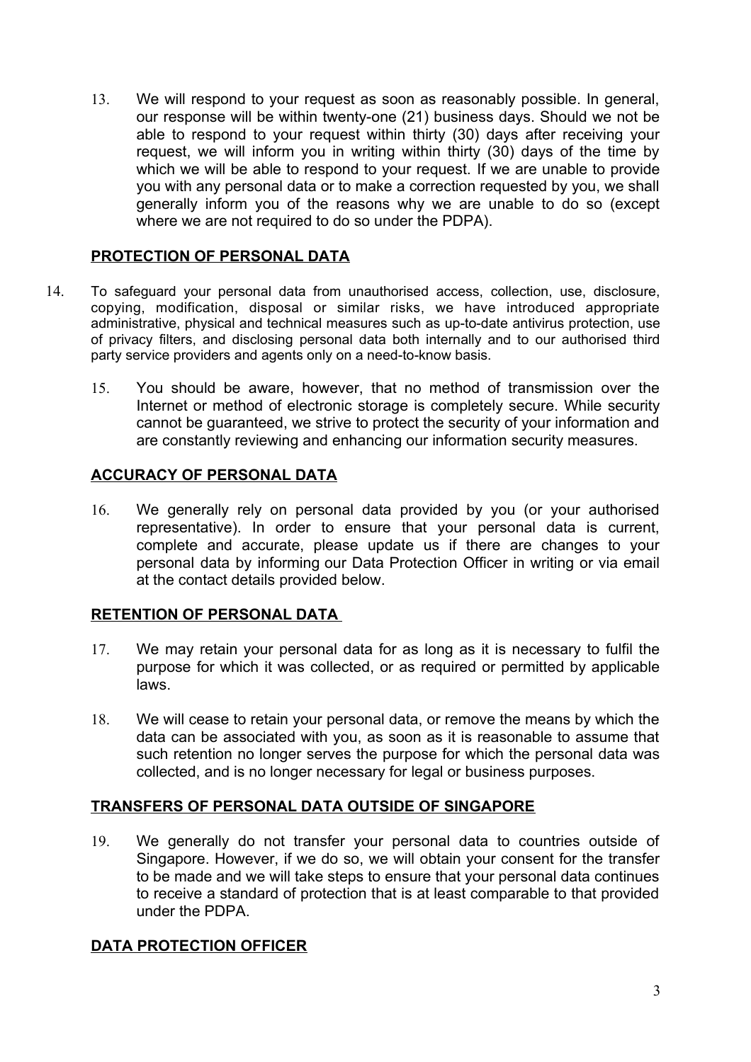13. We will respond to your request as soon as reasonably possible. In general, our response will be within twenty-one (21) business days. Should we not be able to respond to your request within thirty (30) days after receiving your request, we will inform you in writing within thirty (30) days of the time by which we will be able to respond to your request. If we are unable to provide you with any personal data or to make a correction requested by you, we shall generally inform you of the reasons why we are unable to do so (except where we are not required to do so under the PDPA).

## **PROTECTION OF PERSONAL DATA**

14. To safeguard your personal data from unauthorised access, collection, use, disclosure, copying, modification, disposal or similar risks, we have introduced appropriate administrative, physical and technical measures such as up-to-date antivirus protection, use of privacy filters, and disclosing personal data both internally and to our authorised third party service providers and agents only on a need-to-know basis.

15. You should be aware, however, that no method of transmission over the Internet or method of electronic storage is completely secure. While security cannot be guaranteed, we strive to protect the security of your information and are constantly reviewing and enhancing our information security measures.

## **ACCURACY OF PERSONAL DATA**

16. We generally rely on personal data provided by you (or your authorised representative). In order to ensure that your personal data is current, complete and accurate, please update us if there are changes to your personal data by informing our Data Protection Officer in writing or via email at the contact details provided below.

## **RETENTION OF PERSONAL DATA**

17. We may retain your personal data for as long as it is necessary to fulfil the purpose for which it was collected, or as required or permitted by applicable laws.

18. We will cease to retain your personal data, or remove the means by which the data can be associated with you, as soon as it is reasonable to assume that such retention no longer serves the purpose for which the personal data was collected, and is no longer necessary for legal or business purposes.

## **TRANSFERS OF PERSONAL DATA OUTSIDE OF SINGAPORE**

19. We generally do not transfer your personal data to countries outside of Singapore. However, if we do so, we will obtain your consent for the transfer to be made and we will take steps to ensure that your personal data continues to receive a standard of protection that is at least comparable to that provided under the PDPA.

## **DATA PROTECTION OFFICER**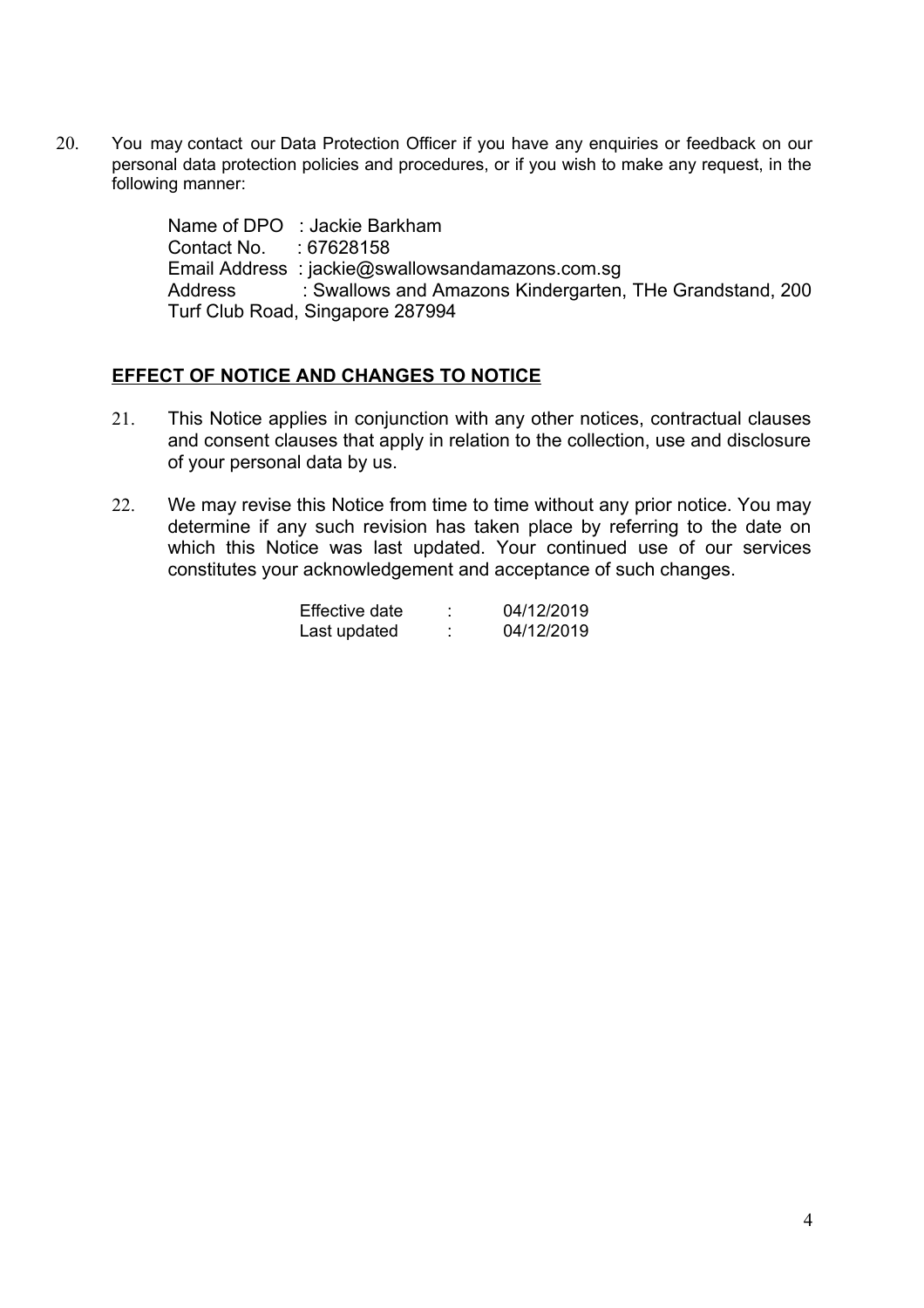20. You may contact our Data Protection Officer if you have any enquiries or feedback on our personal data protection policies and procedures, or if you wish to make any request, in the following manner:

    Name of DPO : Jackie Barkham
    Contact No. : 67628158
    Email Address : jackie@swallowsandamazons.com.sg
    Address : Swallows and Amazons Kindergarten, THe Grandstand, 200 Turf Club Road, Singapore 287994

## **EFFECT OF NOTICE AND CHANGES TO NOTICE**

21. This Notice applies in conjunction with any other notices, contractual clauses and consent clauses that apply in relation to the collection, use and disclosure of your personal data by us.

22. We may revise this Notice from time to time without any prior notice. You may determine if any such revision has taken place by referring to the date on which this Notice was last updated. Your continued use of our services constitutes your acknowledgement and acceptance of such changes.

| | | |
|---|---|---|
| Effective date | : | 04/12/2019 |
| Last updated | : | 04/12/2019 |